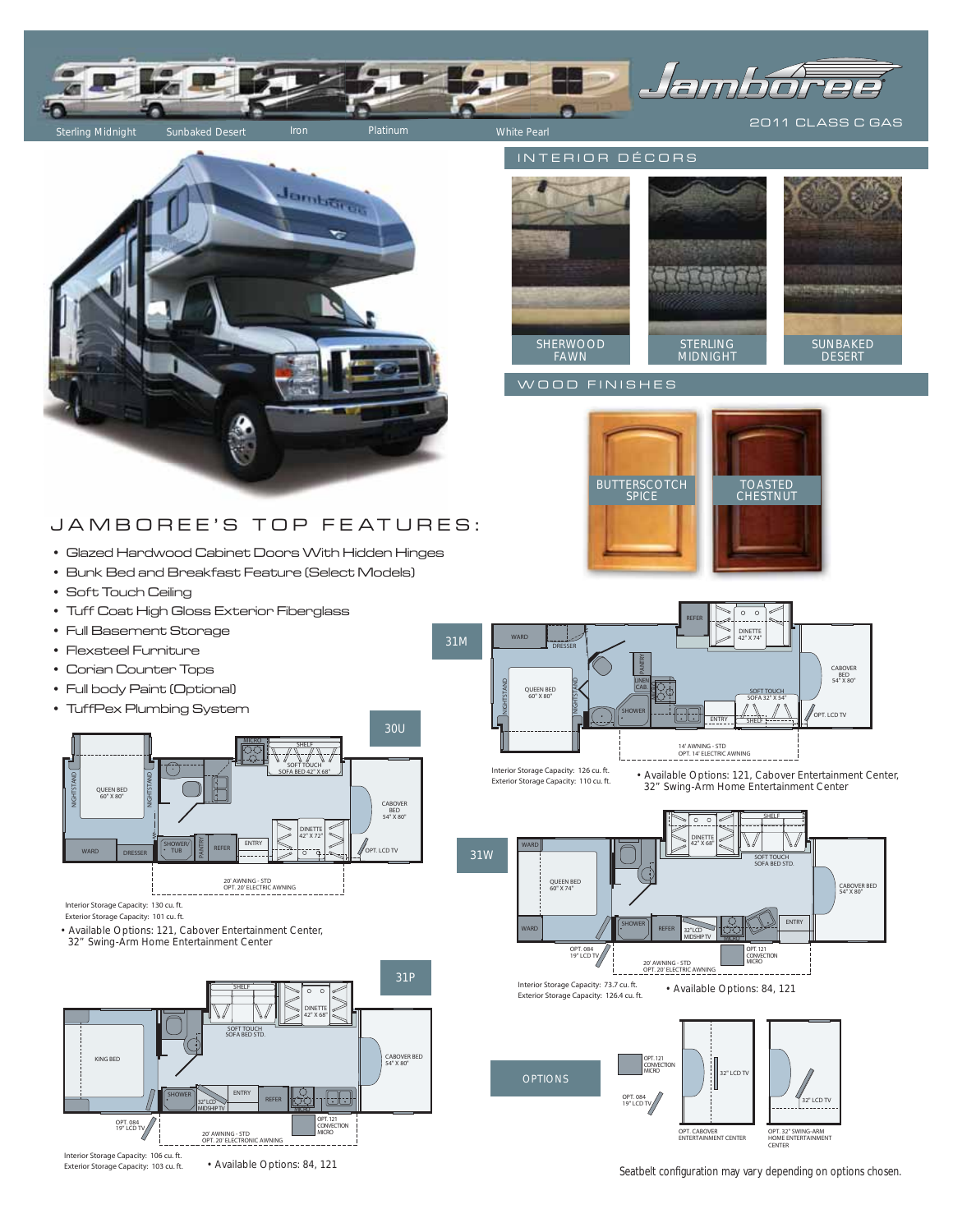# Jamboree

2011 CLASS C GAS

Sterling Midnight | Sunbaked Desert | Iron | Platinum | White Pearl

## INTERIOR DÉCORS

- SHERWOOD FAWN
- STERLING MIDNIGHT
- SUNBAKED DESERT

## WOOD FINISHES

- BUTTERSCOTCH SPICE
- TOASTED CHESTNUT

## JAMBOREE'S TOP FEATURES:

- Glazed Hardwood Cabinet Doors With Hidden Hinges
- Bunk Bed and Breakfast Feature (Select Models)
- Soft Touch Ceiling
- Tuff Coat High Gloss Exterior Fiberglass
- Full Basement Storage
- Flexsteel Furniture
- Corian Counter Tops
- Full body Paint (Optional)
- TuffPex Plumbing System

## 30U

Interior Storage Capacity: 130 cu. ft.
Exterior Storage Capacity: 101 cu. ft.

- Available Options: 121, Cabover Entertainment Center, 32" Swing-Arm Home Entertainment Center

## 31P

Interior Storage Capacity: 106 cu. ft.
Exterior Storage Capacity: 103 cu. ft.

- Available Options: 84, 121

## 31M

Interior Storage Capacity: 126 cu. ft.
Exterior Storage Capacity: 110 cu. ft.

- Available Options: 121, Cabover Entertainment Center, 32" Swing-Arm Home Entertainment Center

## 31W

Interior Storage Capacity: 73.7 cu. ft.
Exterior Storage Capacity: 126.4 cu. ft.

- Available Options: 84, 121

## OPTIONS

- OPT. 121 CONVECTION MICRO
- OPT. 084 19" LCD TV
- OPT. CABOVER ENTERTAINMENT CENTER
- OPT. 32" SWING-ARM HOME ENTERTAINMENT CENTER

Seatbelt configuration may vary depending on options chosen.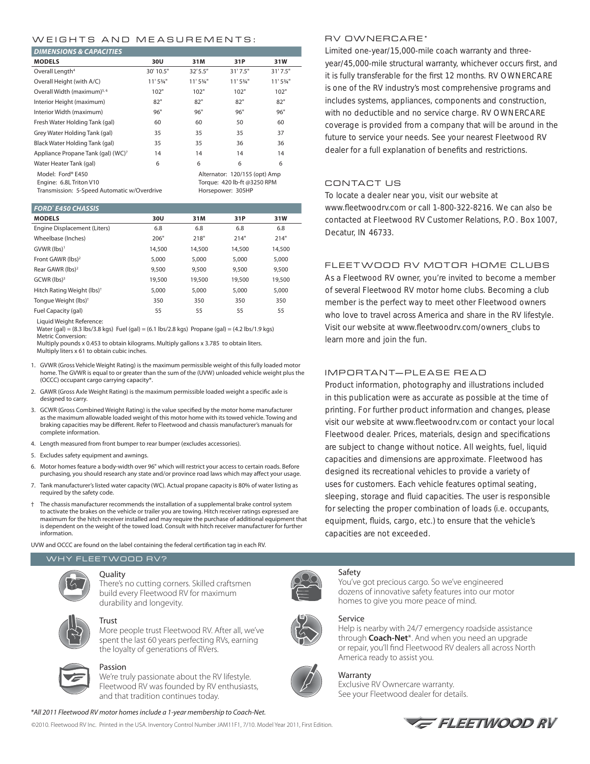## WEIGHTS AND MEASUREMENTS:

| *DIMENSIONS & CAPACITIES* | | | | |
|---|---|---|---|---|
| **MODELS** | **30U** | **31M** | **31P** | **31W** |
| Overall Length[4] | 30' 10.5" | 32' 5.5" | 31' 7.5" | 31' 7.5" |
| Overall Height (with A/C) | 11' 5¾" | 11' 5¾" | 11' 5¾" | 11' 5¾" |
| Overall Width (maximum)[5, 6] | 102" | 102" | 102" | 102" |
| Interior Height (maximum) | 82" | 82" | 82" | 82" |
| Interior Width (maximum) | 96" | 96" | 96" | 96" |
| Fresh Water Holding Tank (gal) | 60 | 60 | 50 | 60 |
| Grey Water Holding Tank (gal) | 35 | 35 | 35 | 37 |
| Black Water Holding Tank (gal) | 35 | 35 | 36 | 36 |
| Appliance Propane Tank (gal) (WC)[7] | 14 | 14 | 14 | 14 |
| Water Heater Tank (gal) | 6 | 6 | 6 | 6 |

Model: Ford® E450
Engine: 6.8L Triton V10
Transmission: 5-Speed Automatic w/Overdrive
Alternator: 120/155 (opt) Amp
Torque: 420 lb-ft @3250 RPM
Horsepower: 305HP

| *FORD® E450 CHASSIS* | | | | |
|---|---|---|---|---|
| **MODELS** | **30U** | **31M** | **31P** | **31W** |
| Engine Displacement (Liters) | 6.8 | 6.8 | 6.8 | 6.8 |
| Wheelbase (Inches) | 206" | 218" | 214" | 214" |
| GVWR (lbs)[1] | 14,500 | 14,500 | 14,500 | 14,500 |
| Front GAWR (lbs)[2] | 5,000 | 5,000 | 5,000 | 5,000 |
| Rear GAWR (lbs)[2] | 9,500 | 9,500 | 9,500 | 9,500 |
| GCWR (lbs)[3] | 19,500 | 19,500 | 19,500 | 19,500 |
| Hitch Rating Weight (lbs)[†] | 5,000 | 5,000 | 5,000 | 5,000 |
| Tongue Weight (lbs)[†] | 350 | 350 | 350 | 350 |
| Fuel Capacity (gal) | 55 | 55 | 55 | 55 |

Liquid Weight Reference:
Water (gal) = (8.3 lbs/3.8 kgs) Fuel (gal) = (6.1 lbs/2.8 kgs) Propane (gal) = (4.2 lbs/1.9 kgs)
Metric Conversion:
Multiply pounds x 0.453 to obtain kilograms. Multiply gallons x 3.785 to obtain liters.
Multiply liters x 61 to obtain cubic inches.

1. GVWR (Gross Vehicle Weight Rating) is the maximum permissible weight of this fully loaded motor home. The GVWR is equal to or greater than the sum of the (UVW) unloaded vehicle weight plus the (OCCC) occupant cargo carrying capacity*.
2. GAWR (Gross Axle Weight Rating) is the maximum permissible loaded weight a specific axle is designed to carry.
3. GCWR (Gross Combined Weight Rating) is the value specified by the motor home manufacturer as the maximum allowable loaded weight of this motor home with its towed vehicle. Towing and braking capacities may be different. Refer to Fleetwood and chassis manufacturer's manuals for complete information.
4. Length measured from front bumper to rear bumper (excludes accessories).
5. Excludes safety equipment and awnings.
6. Motor homes feature a body-width over 96" which will restrict your access to certain roads. Before purchasing, you should research any state and/or province road laws which may affect your usage.
7. Tank manufacturer's listed water capacity (WC). Actual propane capacity is 80% of water listing as required by the safety code.

† The chassis manufacturer recommends the installation of a supplemental brake control system to activate the brakes on the vehicle or trailer you are towing. Hitch receiver ratings expressed are maximum for the hitch receiver installed and may require the purchase of additional equipment that is dependent on the weight of the towed load. Consult with hitch receiver manufacturer for further information.

UVW and OCCC are found on the label containing the federal certification tag in each RV.

## RV OWNERCARE*

Limited one-year/15,000-mile coach warranty and three-year/45,000-mile structural warranty, whichever occurs first, and it is fully transferable for the first 12 months. RV OWNERCARE is one of the RV industry's most comprehensive programs and includes systems, appliances, components and construction, with no deductible and no service charge. RV OWNERCARE coverage is provided from a company that will be around in the future to service your needs. See your nearest Fleetwood RV dealer for a full explanation of benefits and restrictions.

## CONTACT US

To locate a dealer near you, visit our website at www.fleetwoodrv.com or call 1-800-322-8216. We can also be contacted at Fleetwood RV Customer Relations, P.O. Box 1007, Decatur, IN 46733.

## FLEETWOOD RV MOTOR HOME CLUBS

As a Fleetwood RV owner, you're invited to become a member of several Fleetwood RV motor home clubs. Becoming a club member is the perfect way to meet other Fleetwood owners who love to travel across America and share in the RV lifestyle. Visit our website at www.fleetwoodrv.com/owners_clubs to learn more and join the fun.

## IMPORTANT—PLEASE READ

Product information, photography and illustrations included in this publication were as accurate as possible at the time of printing. For further product information and changes, please visit our website at www.fleetwoodrv.com or contact your local Fleetwood dealer. Prices, materials, design and specifications are subject to change without notice. All weights, fuel, liquid capacities and dimensions are approximate. Fleetwood has designed its recreational vehicles to provide a variety of uses for customers. Each vehicle features optimal seating, sleeping, storage and fluid capacities. The user is responsible for selecting the proper combination of loads (i.e. occupants, equipment, fluids, cargo, etc.) to ensure that the vehicle's capacities are not exceeded.

## WHY FLEETWOOD RV?

**Quality**
There's no cutting corners. Skilled craftsmen build every Fleetwood RV for maximum durability and longevity.

**Trust**
More people trust Fleetwood RV. After all, we've spent the last 60 years perfecting RVs, earning the loyalty of generations of RVers.

**Passion**
We're truly passionate about the RV lifestyle. Fleetwood RV was founded by RV enthusiasts, and that tradition continues today.

**Safety**
You've got precious cargo. So we've engineered dozens of innovative safety features into our motor homes to give you more peace of mind.

**Service**
Help is nearby with 24/7 emergency roadside assistance through **Coach-Net***. And when you need an upgrade or repair, you'll find Fleetwood RV dealers all across North America ready to assist you.

**Warranty**
Exclusive RV Ownercare warranty.
See your Fleetwood dealer for details.

*\*All 2011 Fleetwood RV motor homes include a 1-year membership to Coach-Net.*

©2010. Fleetwood RV Inc. Printed in the USA. Inventory Control Number JAM11F1, 7/10. Model Year 2011, First Edition.

FLEETWOOD RV